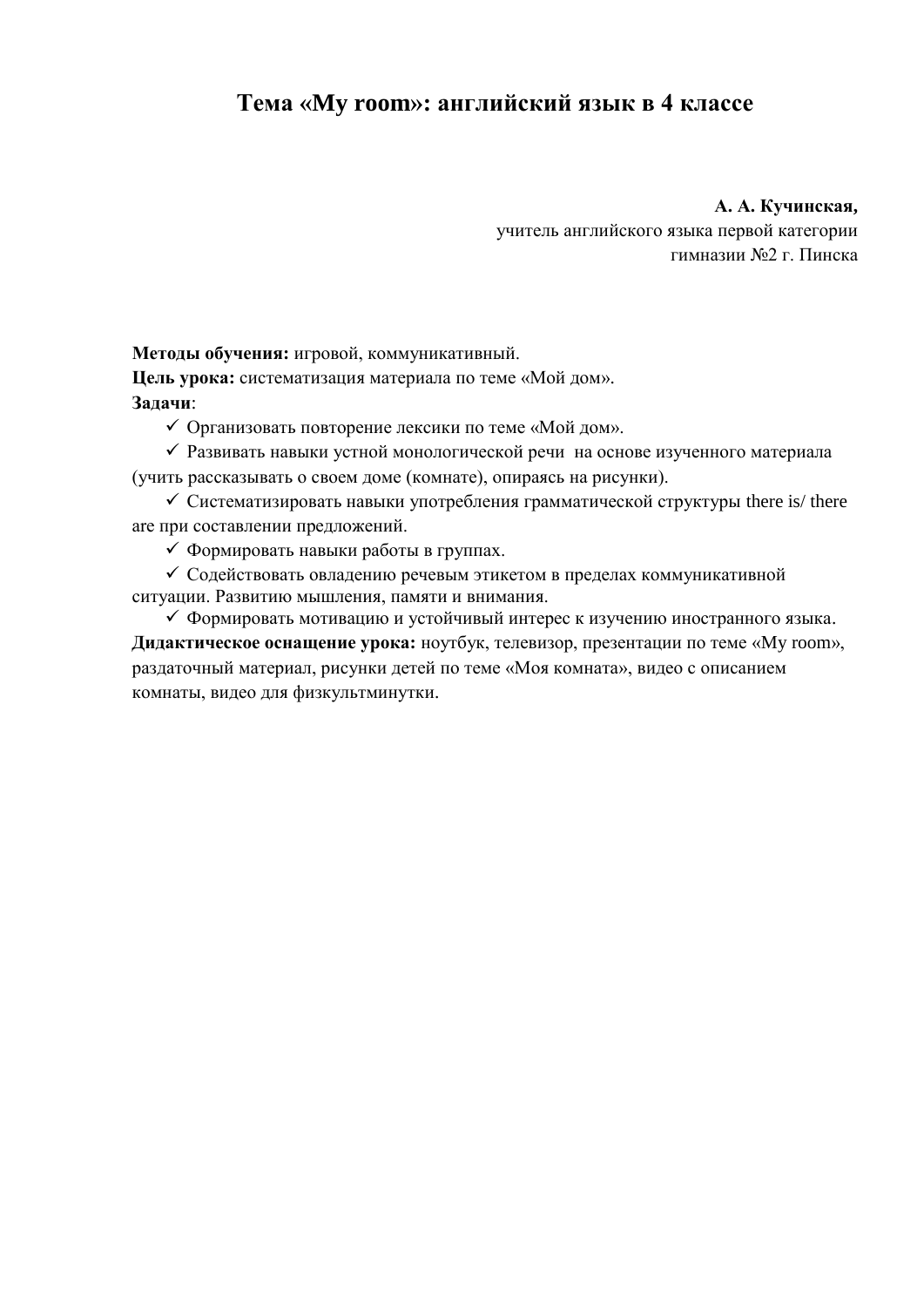# Тема «My room»: английский язык в 4 классе

**А. А. Кучинская,**
учитель английского языка первой категории
гимназии №2 г. Пинска

**Методы обучения:** игровой, коммуникативный.

**Цель урока:** систематизация материала по теме «Мой дом».

**Задачи**:

- ✓ Организовать повторение лексики по теме «Мой дом».
- ✓ Развивать навыки устной монологической речи на основе изученного материала (учить рассказывать о своем доме (комнате), опираясь на рисунки).
- ✓ Систематизировать навыки употребления грамматической структуры there is/ there are при составлении предложений.
- ✓ Формировать навыки работы в группах.
- ✓ Содействовать овладению речевым этикетом в пределах коммуникативной ситуации. Развитию мышления, памяти и внимания.
- ✓ Формировать мотивацию и устойчивый интерес к изучению иностранного языка.

**Дидактическое оснащение урока:** ноутбук, телевизор, презентации по теме «My room», раздаточный материал, рисунки детей по теме «Моя комната», видео с описанием комнаты, видео для физкультминутки.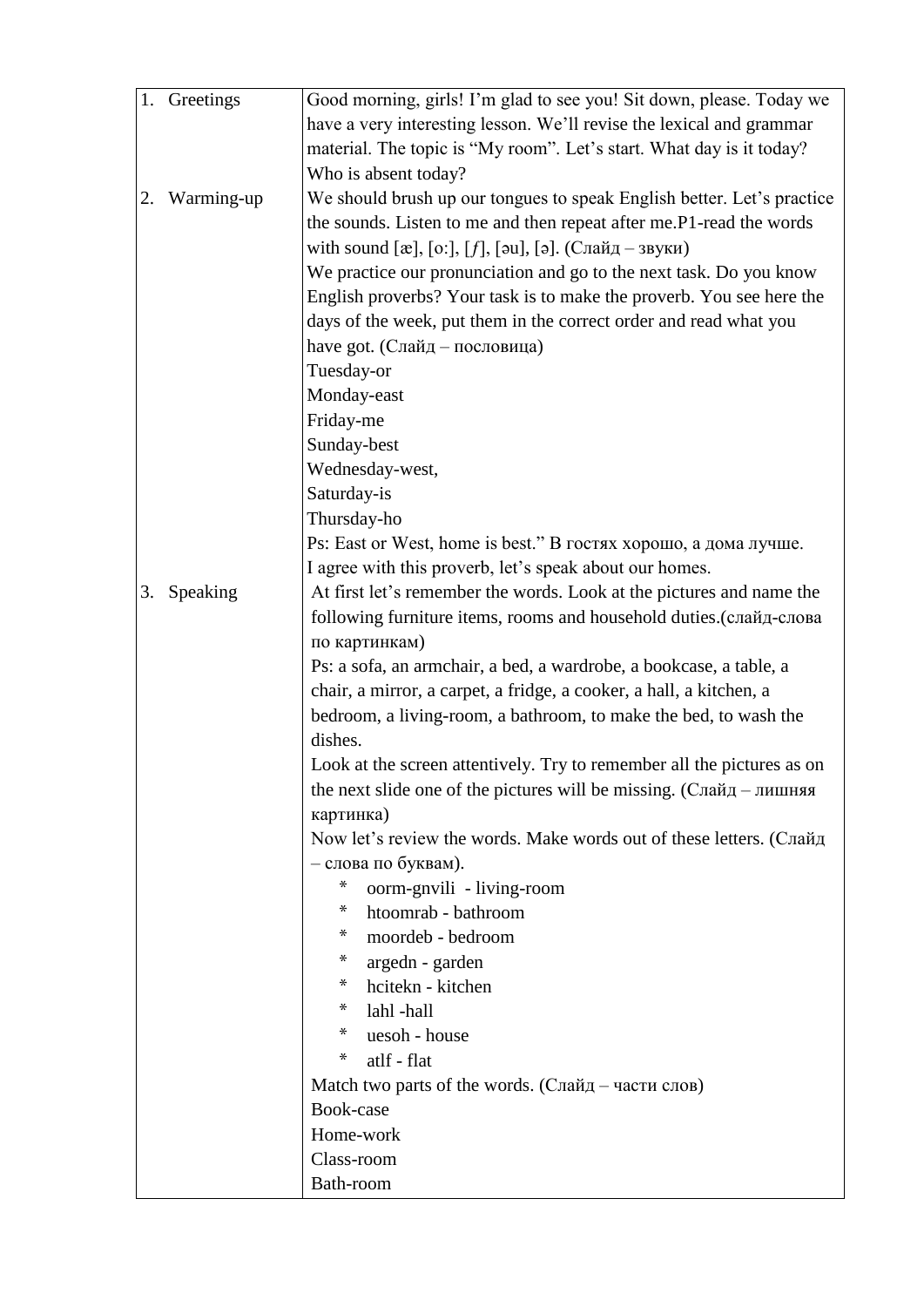| | |
|---|---|
| 1. Greetings | Good morning, girls! I'm glad to see you! Sit down, please. Today we have a very interesting lesson. We'll revise the lexical and grammar material. The topic is "My room". Let's start. What day is it today? Who is absent today? |
| 2. Warming-up | We should brush up our tongues to speak English better. Let's practice the sounds. Listen to me and then repeat after me.P1-read the words with sound [æ], [o:], [ʃ], [əu], [ə]. (Слайд – звуки)<br>We practice our pronunciation and go to the next task. Do you know English proverbs? Your task is to make the proverb. You see here the days of the week, put them in the correct order and read what you have got. (Слайд – пословица)<br>Tuesday-or<br>Monday-east<br>Friday-me<br>Sunday-best<br>Wednesday-west,<br>Saturday-is<br>Thursday-ho<br>Ps: East or West, home is best." В гостях хорошо, а дома лучше.<br>I agree with this proverb, let's speak about our homes. |
| 3. Speaking | At first let's remember the words. Look at the pictures and name the following furniture items, rooms and household duties.(слайд-слова по картинкам)<br>Ps: a sofa, an armchair, a bed, a wardrobe, a bookcase, a table, a chair, a mirror, a carpet, a fridge, a cooker, a hall, a kitchen, a bedroom, a living-room, a bathroom, to make the bed, to wash the dishes.<br>Look at the screen attentively. Try to remember all the pictures as on the next slide one of the pictures will be missing. (Слайд – лишняя картинка)<br>Now let's review the words. Make words out of these letters. (Слайд – слова по буквам).<br>* oorm-gnvili - living-room<br>* htoomrab - bathroom<br>* moordeb - bedroom<br>* argedn - garden<br>* hcitekn - kitchen<br>* lahl -hall<br>* uesoh - house<br>* atlf - flat<br>Match two parts of the words. (Слайд – части слов)<br>Book-case<br>Home-work<br>Class-room<br>Bath-room |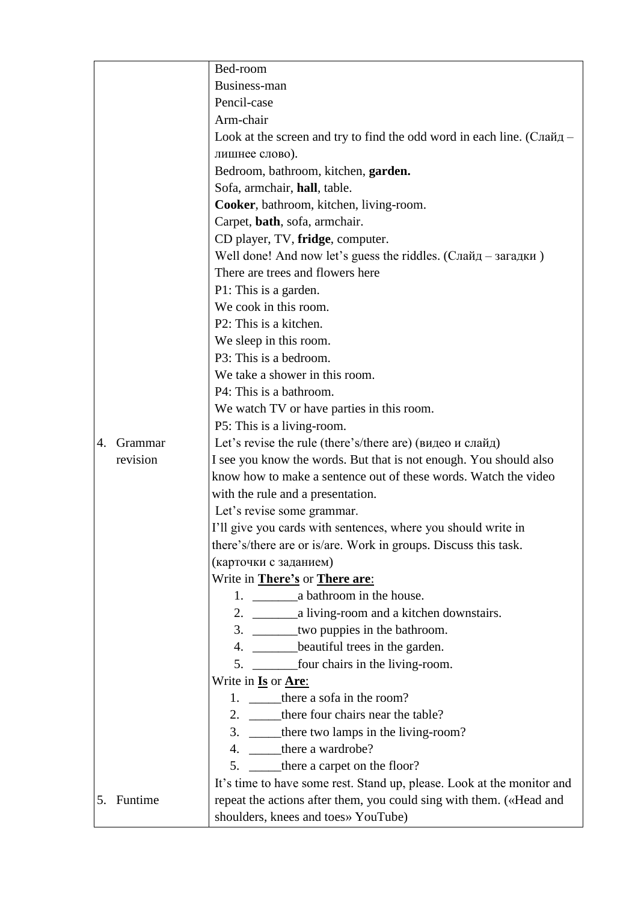|  |  |
|---|---|
|  | Bed-room<br>Business-man<br>Pencil-case<br>Arm-chair<br>Look at the screen and try to find the odd word in each line. (Слайд – лишнее слово).<br>Bedroom, bathroom, kitchen, **garden.**<br>Sofa, armchair, **hall**, table.<br>**Cooker**, bathroom, kitchen, living-room.<br>Carpet, **bath**, sofa, armchair.<br>CD player, TV, **fridge**, computer.<br>Well done! And now let's guess the riddles. (Слайд – загадки )<br>There are trees and flowers here<br>P1: This is a garden.<br>We cook in this room.<br>P2: This is a kitchen.<br>We sleep in this room.<br>P3: This is a bedroom.<br>We take a shower in this room.<br>P4: This is a bathroom.<br>We watch TV or have parties in this room.<br>P5: This is a living-room. |
| 4. Grammar revision | Let's revise the rule (there's/there are) (видео и слайд)<br>I see you know the words. But that is not enough. You should also know how to make a sentence out of these words. Watch the video with the rule and a presentation.<br>Let's revise some grammar.<br>I'll give you cards with sentences, where you should write in there's/there are or is/are. Work in groups. Discuss this task. (карточки с заданием)<br>Write in <u>**There's**</u> or <u>**There are**</u>:<br>1. _______a bathroom in the house.<br>2. _______a living-room and a kitchen downstairs.<br>3. _______two puppies in the bathroom.<br>4. _______beautiful trees in the garden.<br>5. _______four chairs in the living-room.<br>Write in <u>**Is**</u> or <u>**Are**</u>:<br>1. _____there a sofa in the room?<br>2. _____there four chairs near the table?<br>3. _____there two lamps in the living-room?<br>4. _____there a wardrobe?<br>5. _____there a carpet on the floor? |
| 5. Funtime | It's time to have some rest. Stand up, please. Look at the monitor and repeat the actions after them, you could sing with them. («Head and shoulders, knees and toes» YouTube) |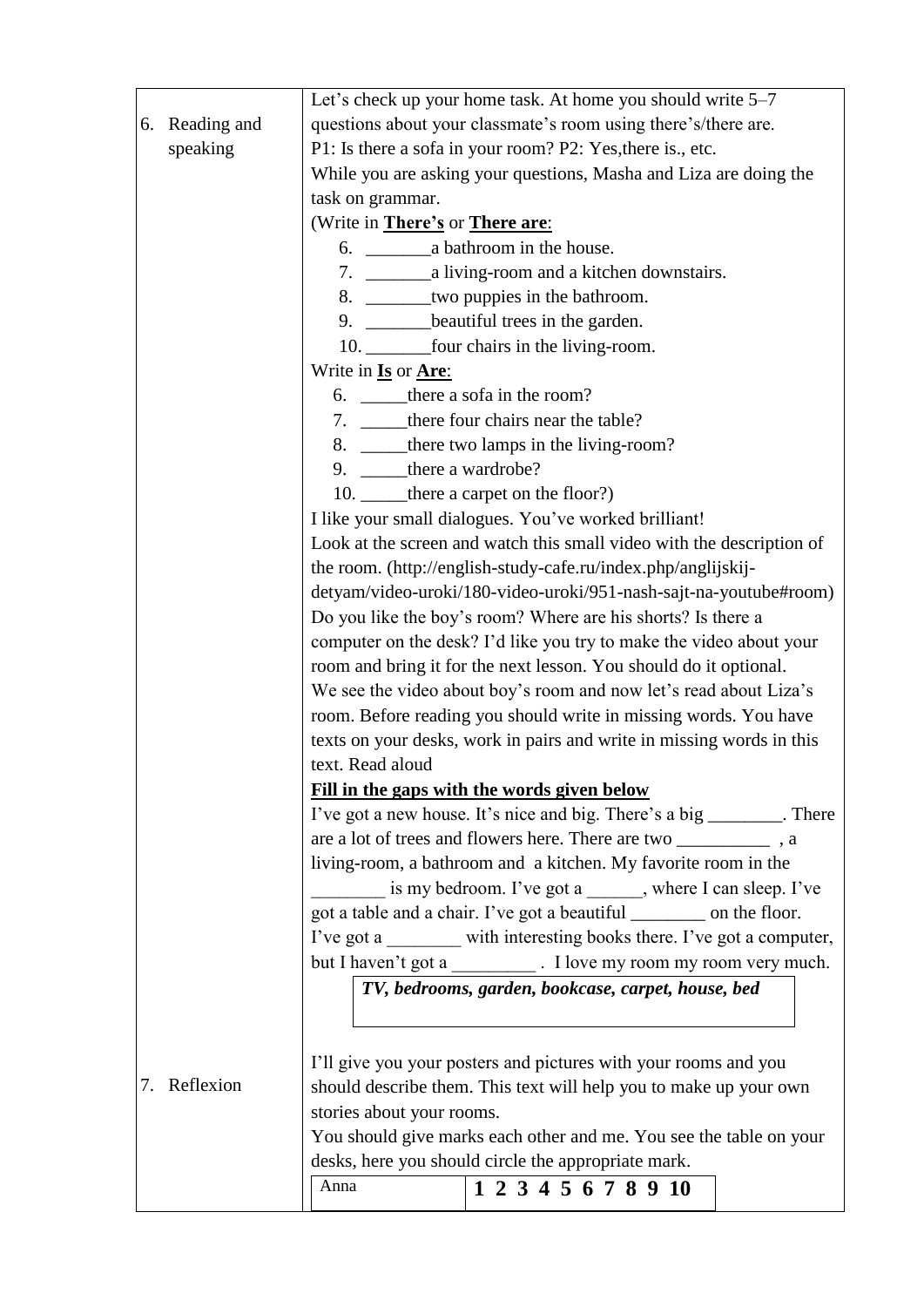| | |
|---|---|
| 6. Reading and speaking | Let's check up your home task. At home you should write 5–7 questions about your classmate's room using there's/there are.<br>P1: Is there a sofa in your room? P2: Yes,there is., etc.<br>While you are asking your questions, Masha and Liza are doing the task on grammar.<br>(Write in **<u>There's</u>** or **<u>There are</u>**:<br>6. _______a bathroom in the house.<br>7. _______a living-room and a kitchen downstairs.<br>8. _______two puppies in the bathroom.<br>9. _______beautiful trees in the garden.<br>10. _______four chairs in the living-room.<br>Write in **<u>Is</u>** or **<u>Are</u>**:<br>6. _____there a sofa in the room?<br>7. _____there four chairs near the table?<br>8. _____there two lamps in the living-room?<br>9. _____there a wardrobe?<br>10. _____there a carpet on the floor?)<br>I like your small dialogues. You've worked brilliant!<br>Look at the screen and watch this small video with the description of the room. (http://english-study-cafe.ru/index.php/anglijskij-detyam/video-uroki/180-video-uroki/951-nash-sajt-na-youtube#room)<br>Do you like the boy's room? Where are his shorts? Is there a computer on the desk? I'd like you try to make the video about your room and bring it for the next lesson. You should do it optional.<br>We see the video about boy's room and now let's read about Liza's room. Before reading you should write in missing words. You have texts on your desks, work in pairs and write in missing words in this text. Read aloud<br>**<u>Fill in the gaps with the words given below</u>**<br>I've got a new house. It's nice and big. There's a big ________. There are a lot of trees and flowers here. There are two __________ , a living-room, a bathroom and a kitchen. My favorite room in the ________ is my bedroom. I've got a ______, where I can sleep. I've got a table and a chair. I've got a beautiful ________ on the floor. I've got a ________ with interesting books there. I've got a computer, but I haven't got a _________ . I love my room my room very much.<br>***TV, bedrooms, garden, bookcase, carpet, house, bed*** |
| 7. Reflexion | I'll give you your posters and pictures with your rooms and you should describe them. This text will help you to make up your own stories about your rooms.<br>You should give marks each other and me. You see the table on your desks, here you should circle the appropriate mark.<br>Anna — **1 2 3 4 5 6 7 8 9 10** |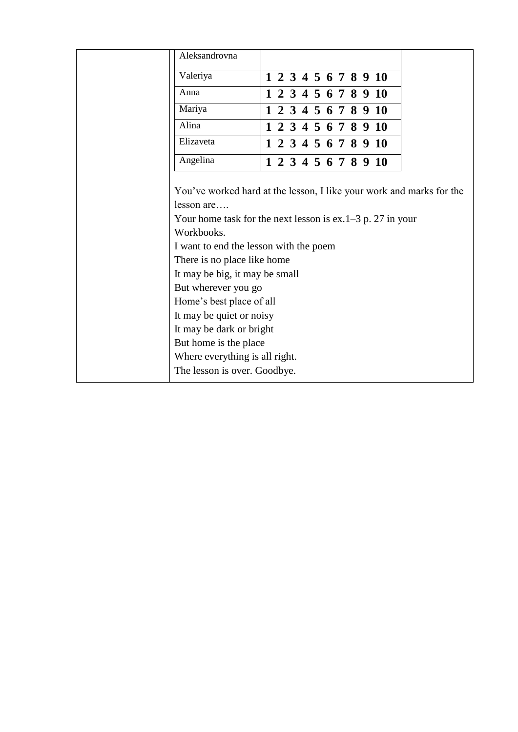| | |
|---|---|
| Aleksandrovna | |
| Valeriya | **1 2 3 4 5 6 7 8 9 10** |
| Anna | **1 2 3 4 5 6 7 8 9 10** |
| Mariya | **1 2 3 4 5 6 7 8 9 10** |
| Alina | **1 2 3 4 5 6 7 8 9 10** |
| Elizaveta | **1 2 3 4 5 6 7 8 9 10** |
| Angelina | **1 2 3 4 5 6 7 8 9 10** |

You've worked hard at the lesson, I like your work and marks for the lesson are….

Your home task for the next lesson is ex.1–3 p. 27 in your Workbooks.

I want to end the lesson with the poem

There is no place like home
It may be big, it may be small
But wherever you go
Home's best place of all
It may be quiet or noisy
It may be dark or bright
But home is the place
Where everything is all right.

The lesson is over. Goodbye.